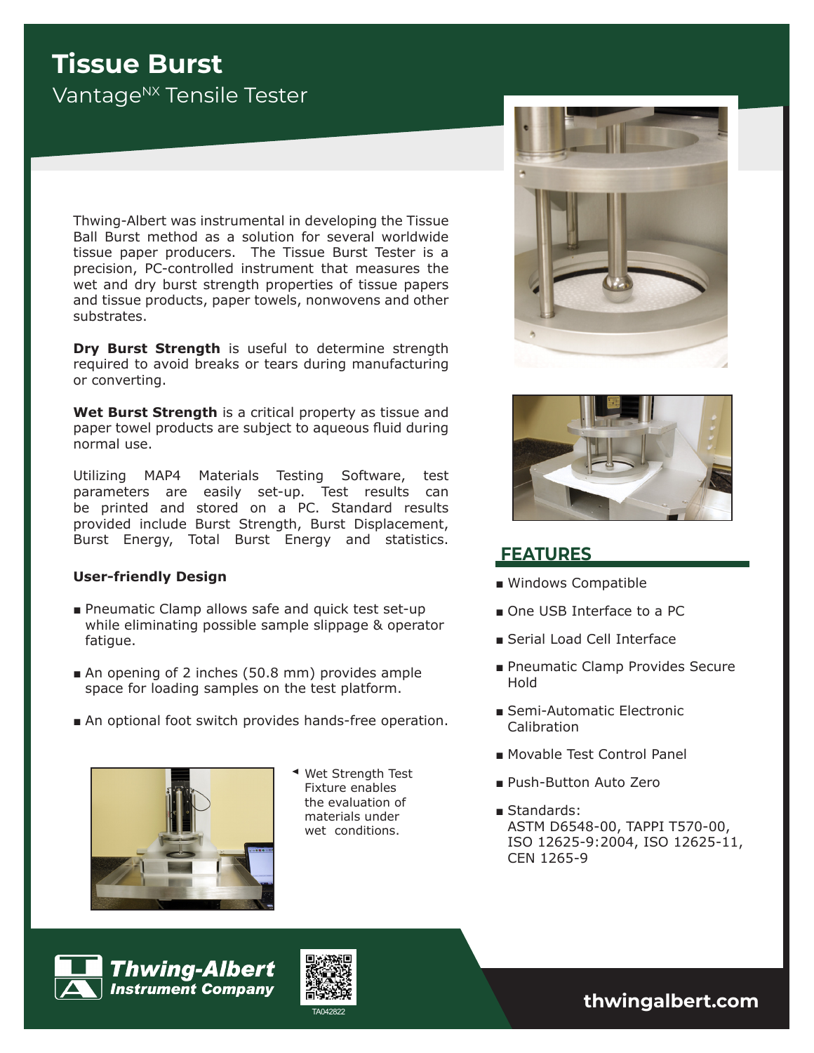# Tissue Burst

## Vantage$^{NX}$ Tensile Tester

Thwing-Albert was instrumental in developing the Tissue Ball Burst method as a solution for several worldwide tissue paper producers. The Tissue Burst Tester is a precision, PC-controlled instrument that measures the wet and dry burst strength properties of tissue papers and tissue products, paper towels, nonwovens and other substrates.

**Dry Burst Strength** is useful to determine strength required to avoid breaks or tears during manufacturing or converting.

**Wet Burst Strength** is a critical property as tissue and paper towel products are subject to aqueous fluid during normal use.

Utilizing MAP4 Materials Testing Software, test parameters are easily set-up. Test results can be printed and stored on a PC. Standard results provided include Burst Strength, Burst Displacement, Burst Energy, Total Burst Energy and statistics.

**User-friendly Design**

- Pneumatic Clamp allows safe and quick test set-up while eliminating possible sample slippage & operator fatigue.
- An opening of 2 inches (50.8 mm) provides ample space for loading samples on the test platform.
- An optional foot switch provides hands-free operation.

Wet Strength Test Fixture enables the evaluation of materials under wet conditions.

## FEATURES

- Windows Compatible
- One USB Interface to a PC
- Serial Load Cell Interface
- Pneumatic Clamp Provides Secure Hold
- Semi-Automatic Electronic Calibration
- Movable Test Control Panel
- Push-Button Auto Zero
- Standards:
  ASTM D6548-00, TAPPI T570-00, ISO 12625-9:2004, ISO 12625-11, CEN 1265-9

**Thwing-Albert Instrument Company**

TA042822

**thwingalbert.com**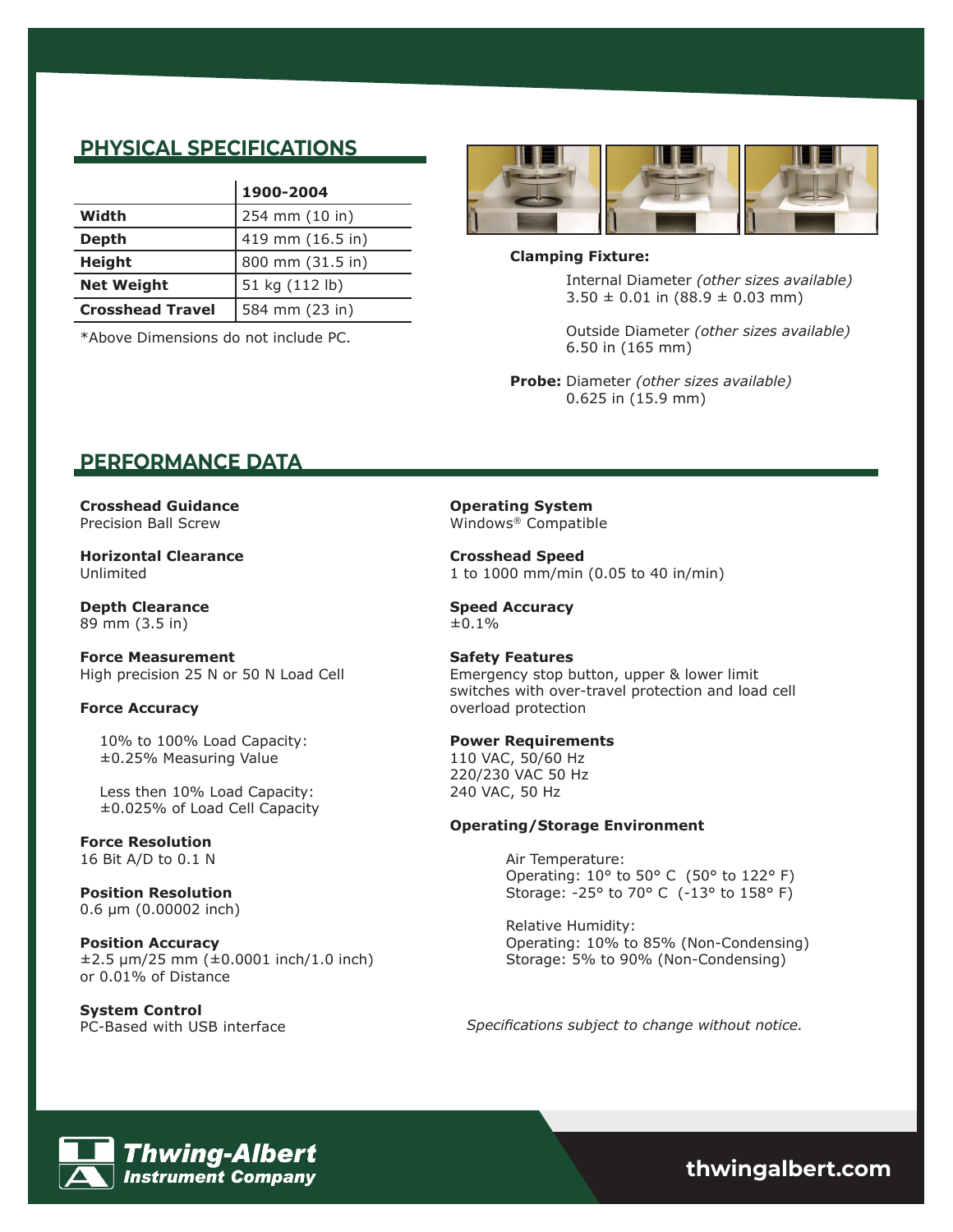## PHYSICAL SPECIFICATIONS

| | 1900-2004 |
|---|---|
| **Width** | 254 mm (10 in) |
| **Depth** | 419 mm (16.5 in) |
| **Height** | 800 mm (31.5 in) |
| **Net Weight** | 51 kg (112 lb) |
| **Crosshead Travel** | 584 mm (23 in) |

*Above Dimensions do not include PC.

**Clamping Fixture:**

Internal Diameter *(other sizes available)*
3.50 ± 0.01 in (88.9 ± 0.03 mm)

Outside Diameter *(other sizes available)*
6.50 in (165 mm)

**Probe:** Diameter *(other sizes available)*
0.625 in (15.9 mm)

## PERFORMANCE DATA

**Crosshead Guidance**
Precision Ball Screw

**Horizontal Clearance**
Unlimited

**Depth Clearance**
89 mm (3.5 in)

**Force Measurement**
High precision 25 N or 50 N Load Cell

**Force Accuracy**

10% to 100% Load Capacity:
±0.25% Measuring Value

Less then 10% Load Capacity:
±0.025% of Load Cell Capacity

**Force Resolution**
16 Bit A/D to 0.1 N

**Position Resolution**
0.6 µm (0.00002 inch)

**Position Accuracy**
±2.5 µm/25 mm (±0.0001 inch/1.0 inch) or 0.01% of Distance

**System Control**
PC-Based with USB interface

**Operating System**
Windows® Compatible

**Crosshead Speed**
1 to 1000 mm/min (0.05 to 40 in/min)

**Speed Accuracy**
±0.1%

**Safety Features**
Emergency stop button, upper & lower limit switches with over-travel protection and load cell overload protection

**Power Requirements**
110 VAC, 50/60 Hz
220/230 VAC 50 Hz
240 VAC, 50 Hz

**Operating/Storage Environment**

Air Temperature:
Operating: 10° to 50° C (50° to 122° F)
Storage: -25° to 70° C (-13° to 158° F)

Relative Humidity:
Operating: 10% to 85% (Non-Condensing)
Storage: 5% to 90% (Non-Condensing)

*Specifications subject to change without notice.*

**Thwing-Albert Instrument Company**

**thwingalbert.com**